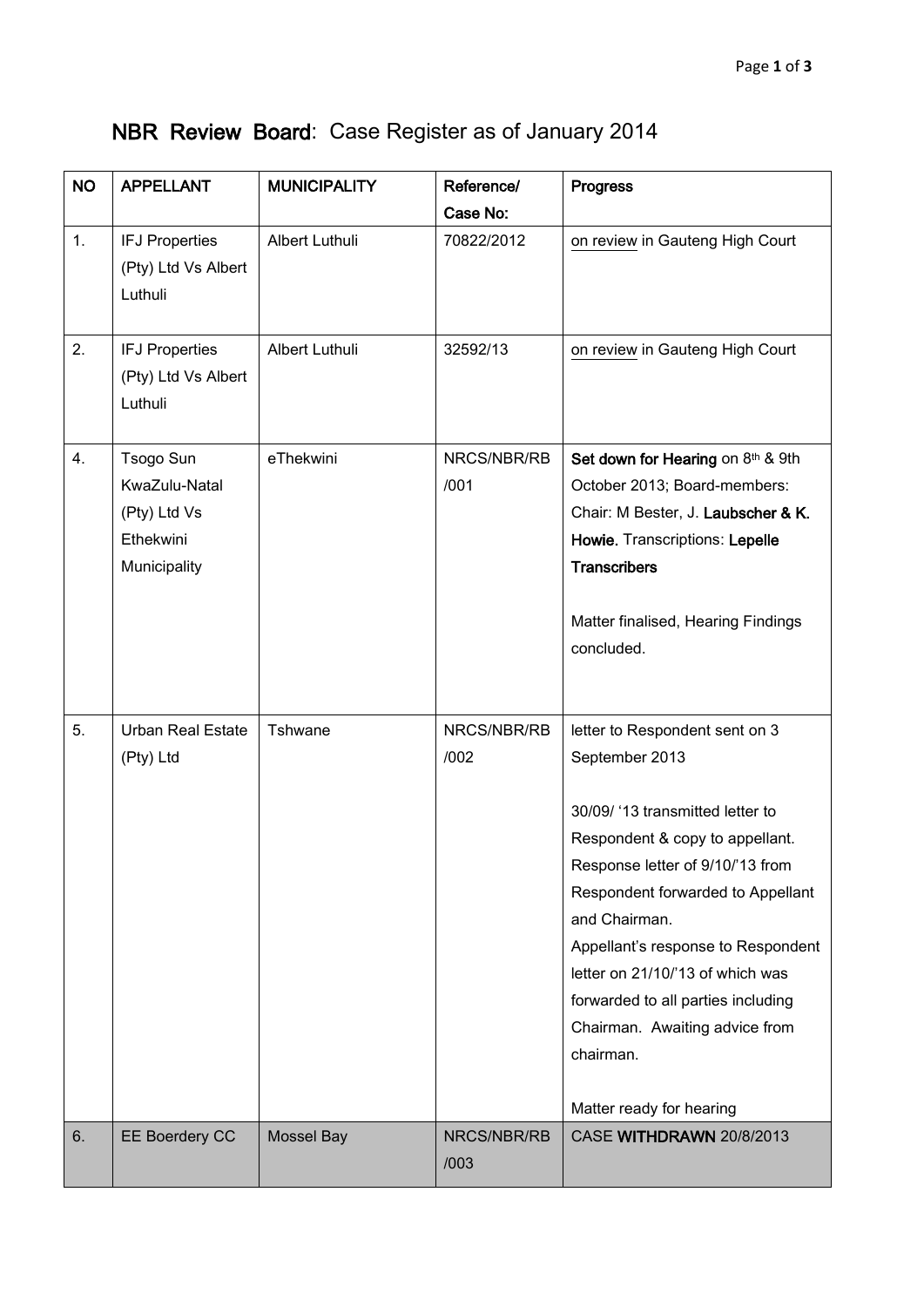# **NBR Review Board**: Case Register as of January 2014

| NO | APPELLANT | MUNICIPALITY | Reference/ Case No: | Progress |
|---|---|---|---|---|
| 1. | IFJ Properties (Pty) Ltd Vs Albert Luthuli | Albert Luthuli | 70822/2012 | on review in Gauteng High Court |
| 2. | IFJ Properties (Pty) Ltd Vs Albert Luthuli | Albert Luthuli | 32592/13 | on review in Gauteng High Court |
| 4. | Tsogo Sun KwaZulu-Natal (Pty) Ltd Vs Ethekwini Municipality | eThekwini | NRCS/NBR/RB /001 | **Set down for Hearing** on 8th & 9th October 2013; Board-members: Chair: M Bester, J. **Laubscher & K. Howie.** Transcriptions: **Lepelle Transcribers**<br><br>Matter finalised, Hearing Findings concluded. |
| 5. | Urban Real Estate (Pty) Ltd | Tshwane | NRCS/NBR/RB /002 | letter to Respondent sent on 3 September 2013<br><br>30/09/ '13 transmitted letter to Respondent & copy to appellant. Response letter of 9/10/'13 from Respondent forwarded to Appellant and Chairman. Appellant's response to Respondent letter on 21/10/'13 of which was forwarded to all parties including Chairman. Awaiting advice from chairman.<br><br>Matter ready for hearing |
| 6. | EE Boerdery CC | Mossel Bay | NRCS/NBR/RB /003 | CASE **WITHDRAWN** 20/8/2013 |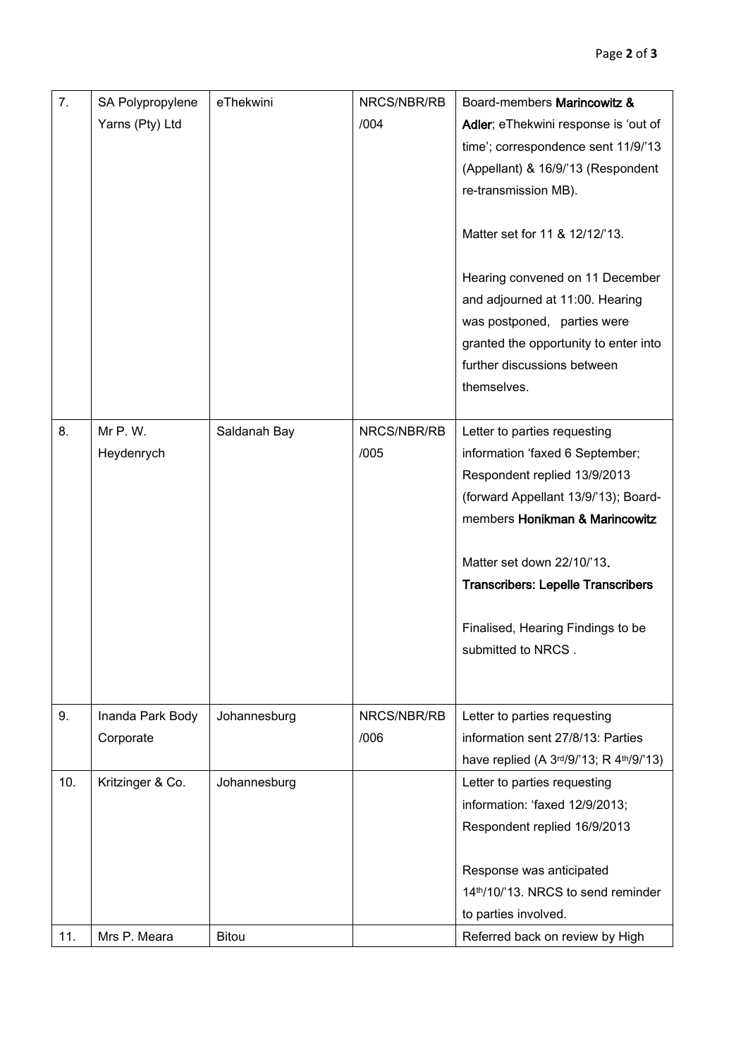| 7. | SA Polypropylene Yarns (Pty) Ltd | eThekwini | NRCS/NBR/RB/004 | Board-members **Marincowitz & Adler**; eThekwini response is 'out of time'; correspondence sent 11/9/'13 (Appellant) & 16/9/'13 (Respondent re-transmission MB).<br><br>Matter set for 11 & 12/12/'13.<br><br>Hearing convened on 11 December and adjourned at 11:00. Hearing was postponed, parties were granted the opportunity to enter into further discussions between themselves. |
|---|---|---|---|---|
| 8. | Mr P. W. Heydenrych | Saldanah Bay | NRCS/NBR/RB/005 | Letter to parties requesting information 'faxed 6 September; Respondent replied 13/9/2013 (forward Appellant 13/9/'13); Board-members **Honikman & Marincowitz**<br><br>Matter set down 22/10/'13.<br>**Transcribers: Lepelle Transcribers**<br><br>Finalised, Hearing Findings to be submitted to NRCS . |
| 9. | Inanda Park Body Corporate | Johannesburg | NRCS/NBR/RB/006 | Letter to parties requesting information sent 27/8/13: Parties have replied (A 3rd/9/'13; R 4th/9/'13) |
| 10. | Kritzinger & Co. | Johannesburg | | Letter to parties requesting information: 'faxed 12/9/2013; Respondent replied 16/9/2013<br><br>Response was anticipated 14th/10/'13. NRCS to send reminder to parties involved. |
| 11. | Mrs P. Meara | Bitou | | Referred back on review by High |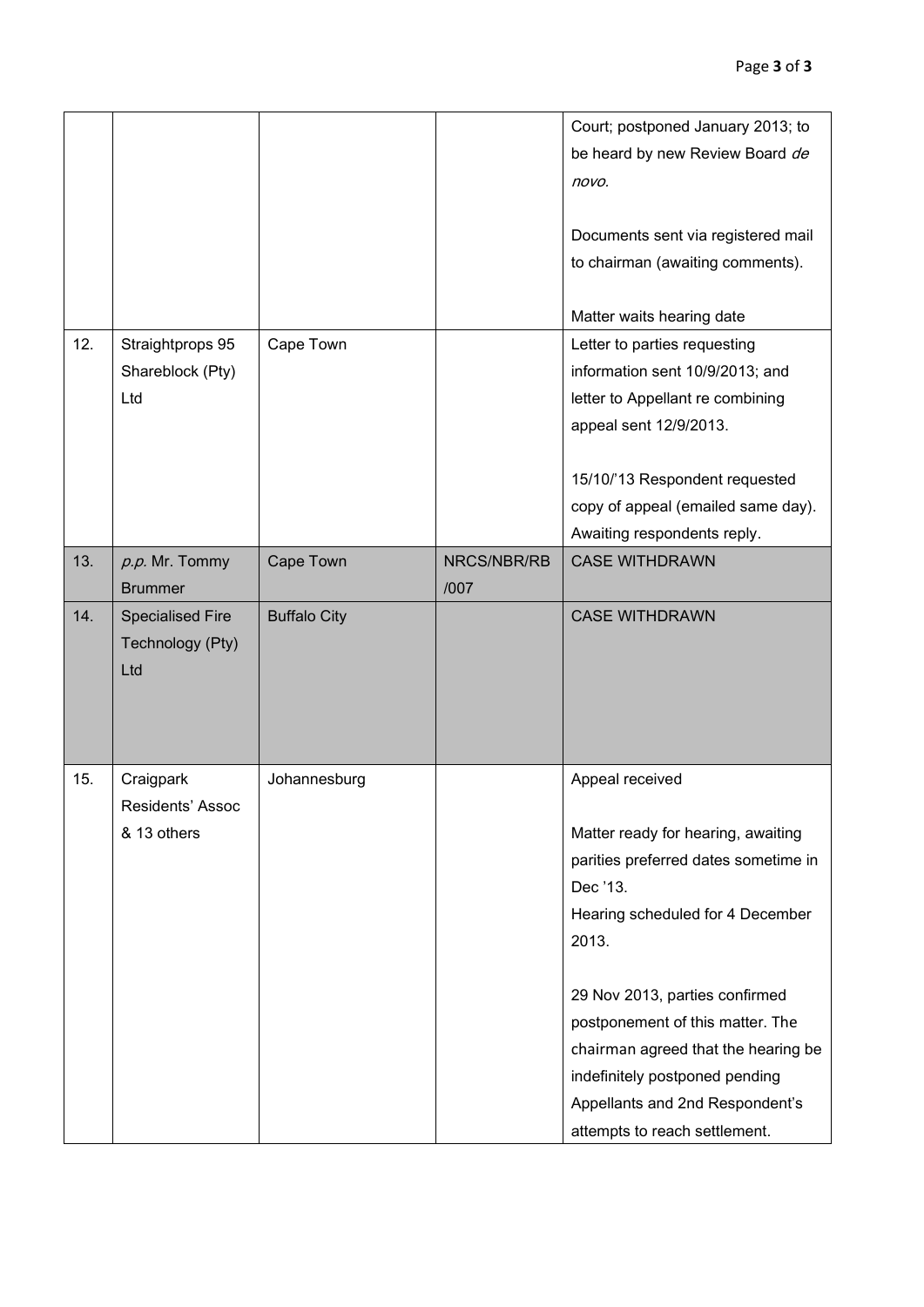| | | | | |
|---|---|---|---|---|
| | | | | Court; postponed January 2013; to be heard by new Review Board *de novo*.<br><br>Documents sent via registered mail to chairman (awaiting comments).<br><br>Matter waits hearing date |
| 12. | Straightprops 95 Shareblock (Pty) Ltd | Cape Town | | Letter to parties requesting information sent 10/9/2013; and letter to Appellant re combining appeal sent 12/9/2013.<br><br>15/10/'13 Respondent requested copy of appeal (emailed same day). Awaiting respondents reply. |
| 13. | *p.p.* Mr. Tommy Brummer | Cape Town | NRCS/NBR/RB /007 | CASE WITHDRAWN |
| 14. | Specialised Fire Technology (Pty) Ltd | Buffalo City | | CASE WITHDRAWN |
| 15. | Craigpark Residents' Assoc & 13 others | Johannesburg | | Appeal received<br><br>Matter ready for hearing, awaiting parities preferred dates sometime in Dec '13.<br>Hearing scheduled for 4 December 2013.<br><br>29 Nov 2013, parties confirmed postponement of this matter. The chairman agreed that the hearing be indefinitely postponed pending Appellants and 2nd Respondent's attempts to reach settlement. |